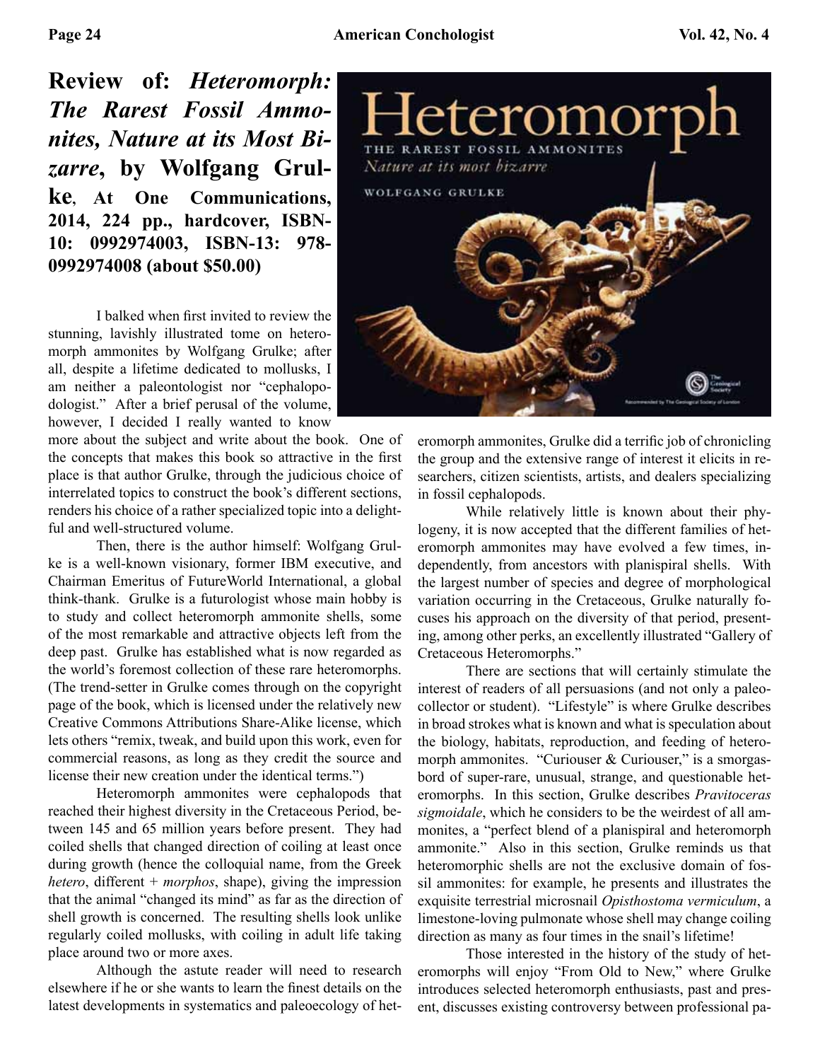# Review of: *Heteromorph: The Rarest Fossil Ammonites, Nature at its Most Bizarre*, by Wolfgang Grulke, At One Communications, 2014, 224 pp., hardcover, ISBN-10: 0992974003, ISBN-13: 978-0992974008 (about $50.00)

I balked when first invited to review the stunning, lavishly illustrated tome on heteromorph ammonites by Wolfgang Grulke; after all, despite a lifetime dedicated to mollusks, I am neither a paleontologist nor "cephalopodologist." After a brief perusal of the volume, however, I decided I really wanted to know more about the subject and write about the book. One of the concepts that makes this book so attractive in the first place is that author Grulke, through the judicious choice of interrelated topics to construct the book's different sections, renders his choice of a rather specialized topic into a delightful and well-structured volume.

Then, there is the author himself: Wolfgang Grulke is a well-known visionary, former IBM executive, and Chairman Emeritus of FutureWorld International, a global think-thank. Grulke is a futurologist whose main hobby is to study and collect heteromorph ammonite shells, some of the most remarkable and attractive objects left from the deep past. Grulke has established what is now regarded as the world's foremost collection of these rare heteromorphs. (The trend-setter in Grulke comes through on the copyright page of the book, which is licensed under the relatively new Creative Commons Attributions Share-Alike license, which lets others "remix, tweak, and build upon this work, even for commercial reasons, as long as they credit the source and license their new creation under the identical terms.")

Heteromorph ammonites were cephalopods that reached their highest diversity in the Cretaceous Period, between 145 and 65 million years before present. They had coiled shells that changed direction of coiling at least once during growth (hence the colloquial name, from the Greek *hetero*, different + *morphos*, shape), giving the impression that the animal "changed its mind" as far as the direction of shell growth is concerned. The resulting shells look unlike regularly coiled mollusks, with coiling in adult life taking place around two or more axes.

Although the astute reader will need to research elsewhere if he or she wants to learn the finest details on the latest developments in systematics and paleoecology of heteromorph ammonites, Grulke did a terrific job of chronicling the group and the extensive range of interest it elicits in researchers, citizen scientists, artists, and dealers specializing in fossil cephalopods.

While relatively little is known about their phylogeny, it is now accepted that the different families of heteromorph ammonites may have evolved a few times, independently, from ancestors with planispiral shells. With the largest number of species and degree of morphological variation occurring in the Cretaceous, Grulke naturally focuses his approach on the diversity of that period, presenting, among other perks, an excellently illustrated "Gallery of Cretaceous Heteromorphs."

There are sections that will certainly stimulate the interest of readers of all persuasions (and not only a paleocollector or student). "Lifestyle" is where Grulke describes in broad strokes what is known and what is speculation about the biology, habitats, reproduction, and feeding of heteromorph ammonites. "Curiouser & Curiouser," is a smorgasbord of super-rare, unusual, strange, and questionable heteromorphs. In this section, Grulke describes *Pravitoceras sigmoidale*, which he considers to be the weirdest of all ammonites, a "perfect blend of a planispiral and heteromorph ammonite." Also in this section, Grulke reminds us that heteromorphic shells are not the exclusive domain of fossil ammonites: for example, he presents and illustrates the exquisite terrestrial microsnail *Opisthostoma vermiculum*, a limestone-loving pulmonate whose shell may change coiling direction as many as four times in the snail's lifetime!

Those interested in the history of the study of heteromorphs will enjoy "From Old to New," where Grulke introduces selected heteromorph enthusiasts, past and present, discusses existing controversy between professional pa-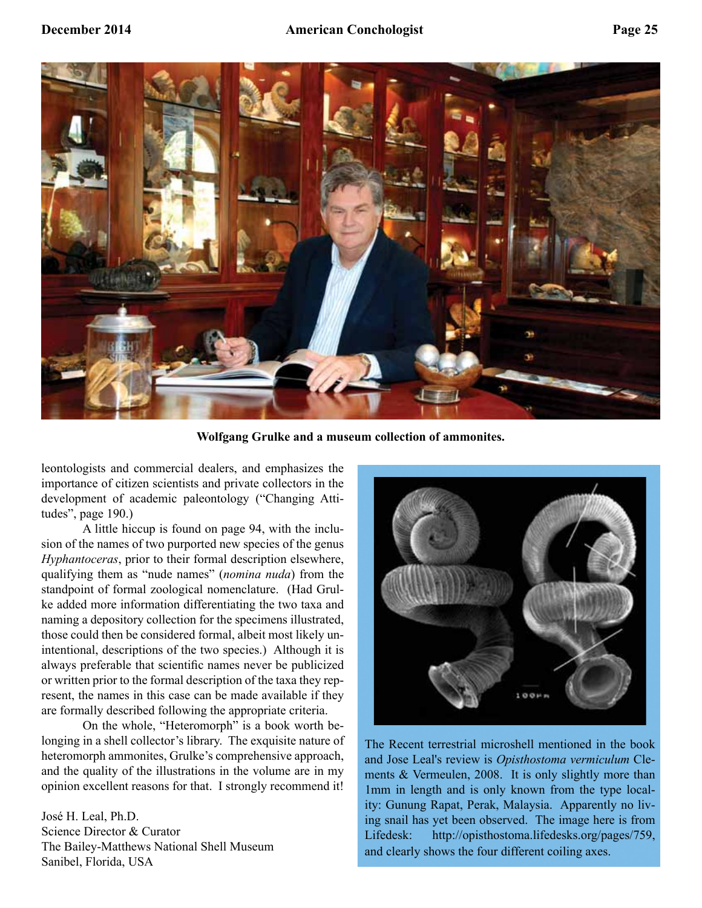Wolfgang Grulke and a museum collection of ammonites.

leontologists and commercial dealers, and emphasizes the importance of citizen scientists and private collectors in the development of academic paleontology ("Changing Attitudes", page 190.)

A little hiccup is found on page 94, with the inclusion of the names of two purported new species of the genus *Hyphantoceras*, prior to their formal description elsewhere, qualifying them as "nude names" (*nomina nuda*) from the standpoint of formal zoological nomenclature. (Had Grulke added more information differentiating the two taxa and naming a depository collection for the specimens illustrated, those could then be considered formal, albeit most likely unintentional, descriptions of the two species.) Although it is always preferable that scientific names never be publicized or written prior to the formal description of the taxa they represent, the names in this case can be made available if they are formally described following the appropriate criteria.

On the whole, "Heteromorph" is a book worth belonging in a shell collector's library. The exquisite nature of heteromorph ammonites, Grulke's comprehensive approach, and the quality of the illustrations in the volume are in my opinion excellent reasons for that. I strongly recommend it!

José H. Leal, Ph.D.
Science Director & Curator
The Bailey-Matthews National Shell Museum
Sanibel, Florida, USA

The Recent terrestrial microshell mentioned in the book and Jose Leal's review is *Opisthostoma vermiculum* Clements & Vermeulen, 2008. It is only slightly more than 1mm in length and is only known from the type locality: Gunung Rapat, Perak, Malaysia. Apparently no living snail has yet been observed. The image here is from Lifedesk: http://opisthostoma.lifedesks.org/pages/759, and clearly shows the four different coiling axes.